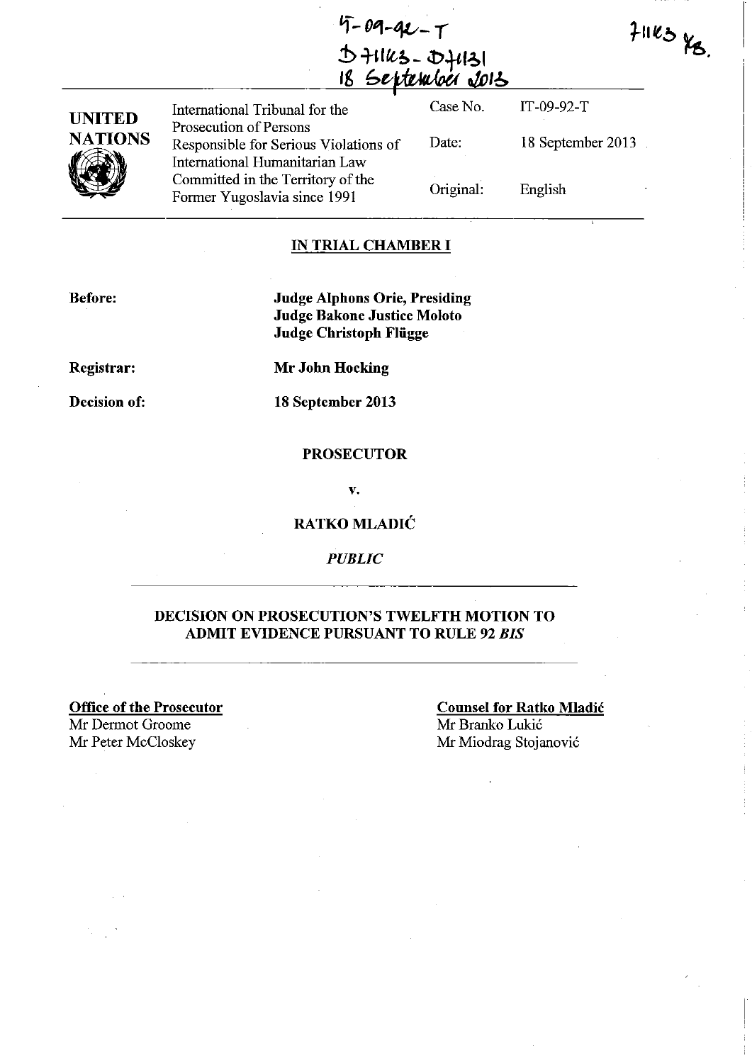IT-09-92-T
D71163 - D71131
18 September 2013

71163 YB.

| UNITED NATIONS | International Tribunal for the Prosecution of Persons Responsible for Serious Violations of International Humanitarian Law Committed in the Territory of the Former Yugoslavia since 1991 | Case No. | IT-09-92-T |
|---|---|---|---|
| | | Date: | 18 September 2013 |
| | | Original: | English |

**IN TRIAL CHAMBER I**

**Before:** **Judge Alphons Orie, Presiding**
**Judge Bakone Justice Moloto**
**Judge Christoph Flügge**

**Registrar:** **Mr John Hocking**

**Decision of:** **18 September 2013**

**PROSECUTOR**

**v.**

**RATKO MLADIĆ**

*PUBLIC*

**DECISION ON PROSECUTION'S TWELFTH MOTION TO ADMIT EVIDENCE PURSUANT TO RULE 92 *BIS***

**Office of the Prosecutor**
Mr Dermot Groome
Mr Peter McCloskey

**Counsel for Ratko Mladić**
Mr Branko Lukić
Mr Miodrag Stojanović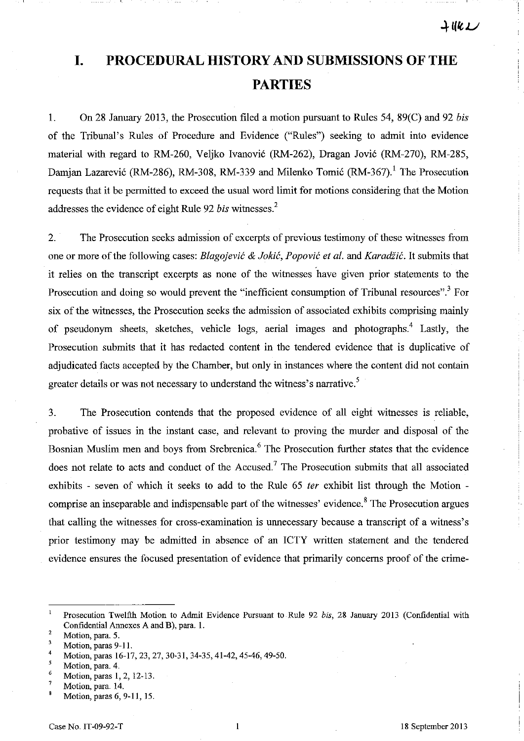# I. PROCEDURAL HISTORY AND SUBMISSIONS OF THE PARTIES

1. On 28 January 2013, the Prosecution filed a motion pursuant to Rules 54, 89(C) and 92 *bis* of the Tribunal's Rules of Procedure and Evidence ("Rules") seeking to admit into evidence material with regard to RM-260, Veljko Ivanović (RM-262), Dragan Jović (RM-270), RM-285, Damjan Lazarević (RM-286), RM-308, RM-339 and Milenko Tomić (RM-367).[1] The Prosecution requests that it be permitted to exceed the usual word limit for motions considering that the Motion addresses the evidence of eight Rule 92 *bis* witnesses.[2]

2. The Prosecution seeks admission of excerpts of previous testimony of these witnesses from one or more of the following cases: *Blagojević & Jokić*, *Popović et al.* and *Karadžić*. It submits that it relies on the transcript excerpts as none of the witnesses have given prior statements to the Prosecution and doing so would prevent the "inefficient consumption of Tribunal resources".[3] For six of the witnesses, the Prosecution seeks the admission of associated exhibits comprising mainly of pseudonym sheets, sketches, vehicle logs, aerial images and photographs.[4] Lastly, the Prosecution submits that it has redacted content in the tendered evidence that is duplicative of adjudicated facts accepted by the Chamber, but only in instances where the content did not contain greater details or was not necessary to understand the witness's narrative.[5]

3. The Prosecution contends that the proposed evidence of all eight witnesses is reliable, probative of issues in the instant case, and relevant to proving the murder and disposal of the Bosnian Muslim men and boys from Srebrenica.[6] The Prosecution further states that the evidence does not relate to acts and conduct of the Accused.[7] The Prosecution submits that all associated exhibits - seven of which it seeks to add to the Rule 65 *ter* exhibit list through the Motion - comprise an inseparable and indispensable part of the witnesses' evidence.[8] The Prosecution argues that calling the witnesses for cross-examination is unnecessary because a transcript of a witness's prior testimony may be admitted in absence of an ICTY written statement and the tendered evidence ensures the focused presentation of evidence that primarily concerns proof of the crime-

---

[1] Prosecution Twelfth Motion to Admit Evidence Pursuant to Rule 92 *bis*, 28 January 2013 (Confidential with Confidential Annexes A and B), para. 1.

[2] Motion, para. 5.

[3] Motion, paras 9-11.

[4] Motion, paras 16-17, 23, 27, 30-31, 34-35, 41-42, 45-46, 49-50.

[5] Motion, para. 4.

[6] Motion, paras 1, 2, 12-13.

[7] Motion, para. 14.

[8] Motion, paras 6, 9-11, 15.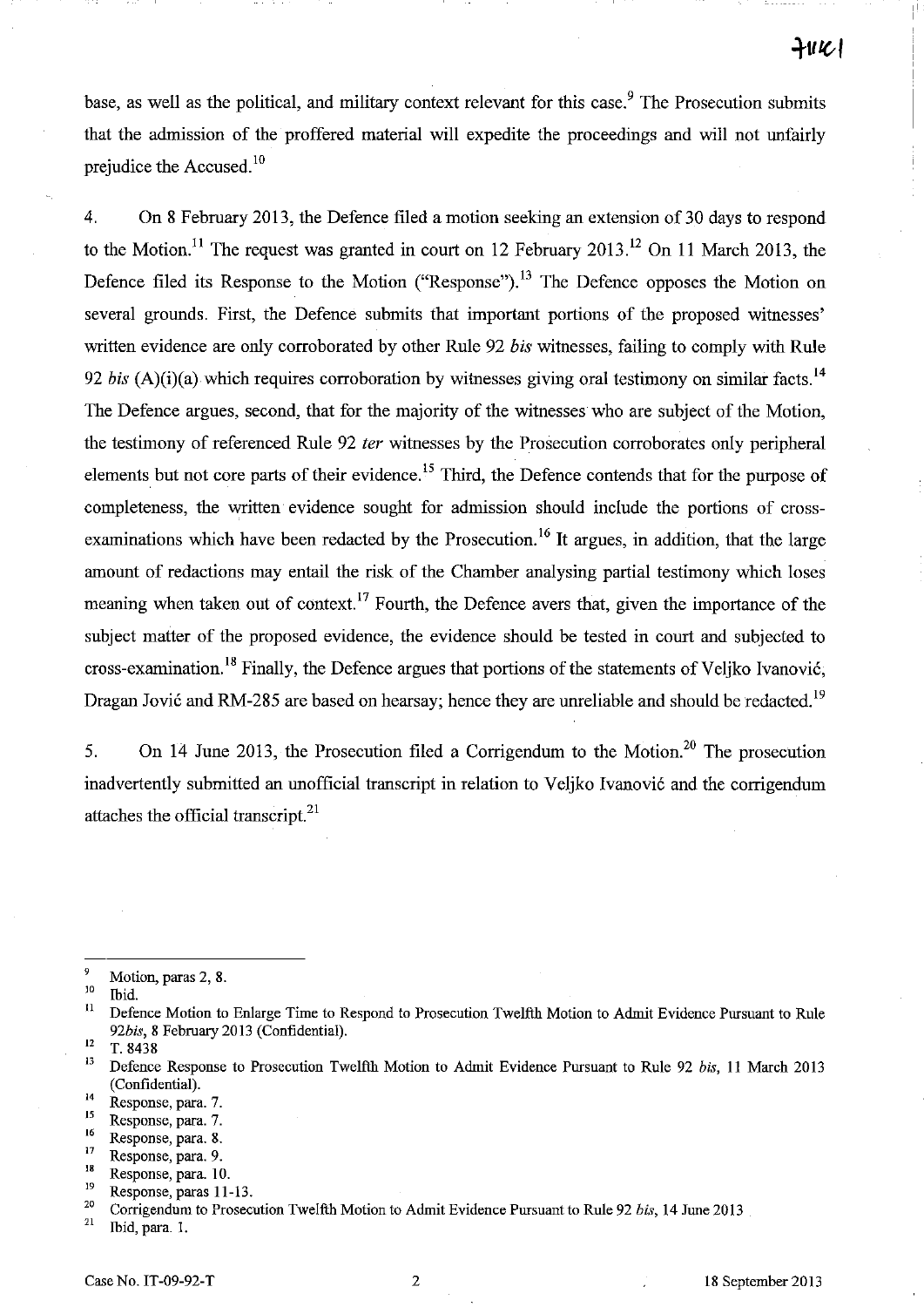base, as well as the political, and military context relevant for this case.[9] The Prosecution submits that the admission of the proffered material will expedite the proceedings and will not unfairly prejudice the Accused.[10]

4. On 8 February 2013, the Defence filed a motion seeking an extension of 30 days to respond to the Motion.[11] The request was granted in court on 12 February 2013.[12] On 11 March 2013, the Defence filed its Response to the Motion ("Response").[13] The Defence opposes the Motion on several grounds. First, the Defence submits that important portions of the proposed witnesses' written evidence are only corroborated by other Rule 92 *bis* witnesses, failing to comply with Rule 92 *bis* (A)(i)(a) which requires corroboration by witnesses giving oral testimony on similar facts.[14] The Defence argues, second, that for the majority of the witnesses who are subject of the Motion, the testimony of referenced Rule 92 *ter* witnesses by the Prosecution corroborates only peripheral elements but not core parts of their evidence.[15] Third, the Defence contends that for the purpose of completeness, the written evidence sought for admission should include the portions of cross-examinations which have been redacted by the Prosecution.[16] It argues, in addition, that the large amount of redactions may entail the risk of the Chamber analysing partial testimony which loses meaning when taken out of context.[17] Fourth, the Defence avers that, given the importance of the subject matter of the proposed evidence, the evidence should be tested in court and subjected to cross-examination.[18] Finally, the Defence argues that portions of the statements of Veljko Ivanović, Dragan Jović and RM-285 are based on hearsay; hence they are unreliable and should be redacted.[19]

5. On 14 June 2013, the Prosecution filed a Corrigendum to the Motion.[20] The prosecution inadvertently submitted an unofficial transcript in relation to Veljko Ivanović and the corrigendum attaches the official transcript.[21]

---

[9] Motion, paras 2, 8.

[10] Ibid.

[11] Defence Motion to Enlarge Time to Respond to Prosecution Twelfth Motion to Admit Evidence Pursuant to Rule 92*bis*, 8 February 2013 (Confidential).

[12] T. 8438

[13] Defence Response to Prosecution Twelfth Motion to Admit Evidence Pursuant to Rule 92 *bis*, 11 March 2013 (Confidential).

[14] Response, para. 7.

[15] Response, para. 7.

[16] Response, para. 8.

[17] Response, para. 9.

[18] Response, para. 10.

[19] Response, paras 11-13.

[20] Corrigendum to Prosecution Twelfth Motion to Admit Evidence Pursuant to Rule 92 *bis*, 14 June 2013

[21] Ibid, para. 1.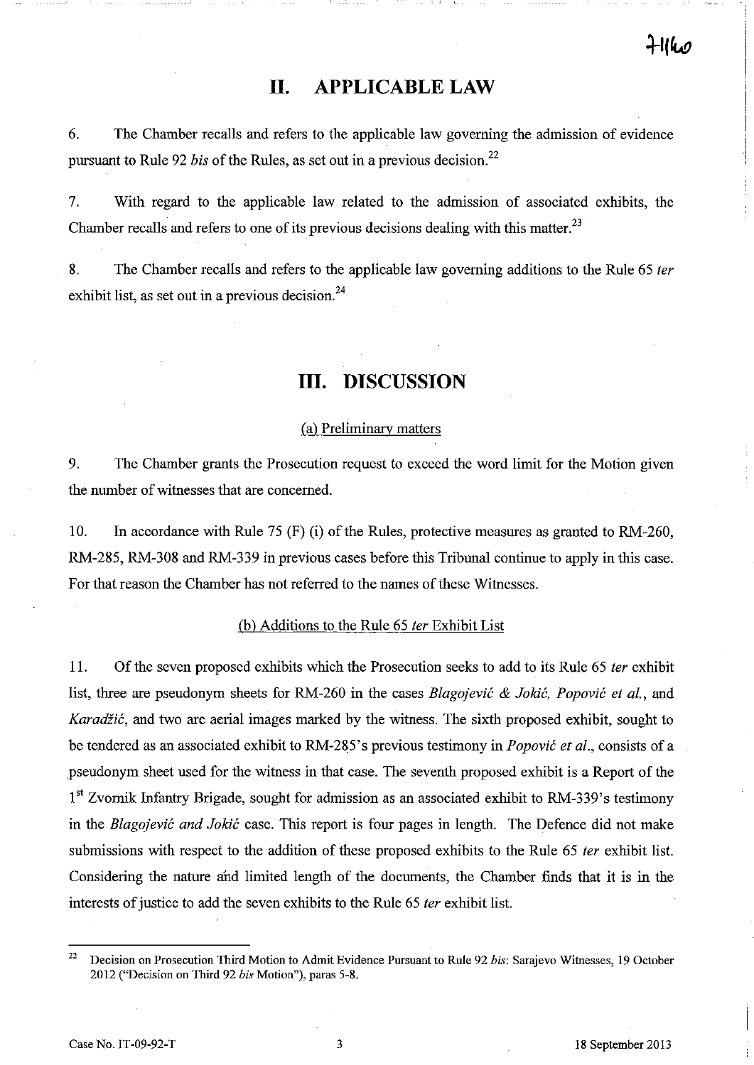## II. APPLICABLE LAW

6. The Chamber recalls and refers to the applicable law governing the admission of evidence pursuant to Rule 92 *bis* of the Rules, as set out in a previous decision.[22]

7. With regard to the applicable law related to the admission of associated exhibits, the Chamber recalls and refers to one of its previous decisions dealing with this matter.[23]

8. The Chamber recalls and refers to the applicable law governing additions to the Rule 65 *ter* exhibit list, as set out in a previous decision.[24]

## III. DISCUSSION

(a) Preliminary matters

9. The Chamber grants the Prosecution request to exceed the word limit for the Motion given the number of witnesses that are concerned.

10. In accordance with Rule 75 (F) (i) of the Rules, protective measures as granted to RM-260, RM-285, RM-308 and RM-339 in previous cases before this Tribunal continue to apply in this case. For that reason the Chamber has not referred to the names of these Witnesses.

(b) Additions to the Rule 65 *ter* Exhibit List

11. Of the seven proposed exhibits which the Prosecution seeks to add to its Rule 65 *ter* exhibit list, three are pseudonym sheets for RM-260 in the cases *Blagojević & Jokić, Popović et al.*, and *Karadžić*, and two are aerial images marked by the witness. The sixth proposed exhibit, sought to be tendered as an associated exhibit to RM-285's previous testimony in *Popović et al.*, consists of a pseudonym sheet used for the witness in that case. The seventh proposed exhibit is a Report of the 1st Zvornik Infantry Brigade, sought for admission as an associated exhibit to RM-339's testimony in the *Blagojević and Jokić* case. This report is four pages in length. The Defence did not make submissions with respect to the addition of these proposed exhibits to the Rule 65 *ter* exhibit list. Considering the nature and limited length of the documents, the Chamber finds that it is in the interests of justice to add the seven exhibits to the Rule 65 *ter* exhibit list.

---

[22] Decision on Prosecution Third Motion to Admit Evidence Pursuant to Rule 92 *bis*: Sarajevo Witnesses, 19 October 2012 ("Decision on Third 92 *bis* Motion"), paras 5-8.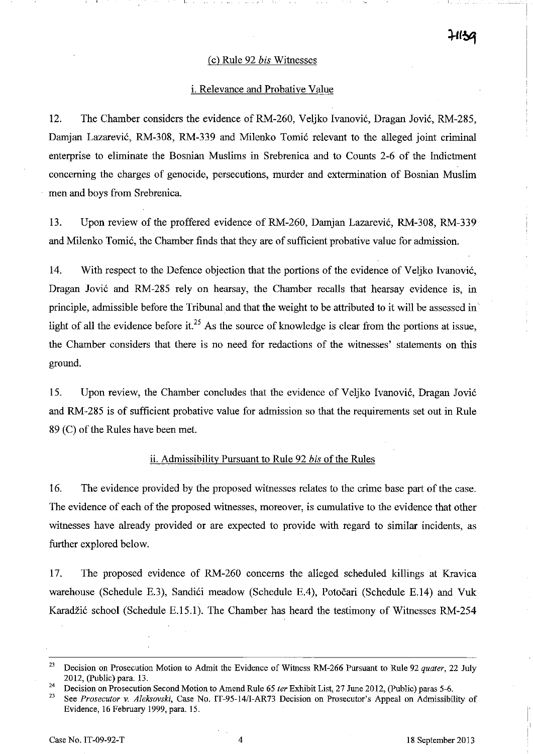### (c) Rule 92 *bis* Witnesses

#### i. Relevance and Probative Value

12. The Chamber considers the evidence of RM-260, Veljko Ivanović, Dragan Jović, RM-285, Damjan Lazarević, RM-308, RM-339 and Milenko Tomić relevant to the alleged joint criminal enterprise to eliminate the Bosnian Muslims in Srebrenica and to Counts 2-6 of the Indictment concerning the charges of genocide, persecutions, murder and extermination of Bosnian Muslim men and boys from Srebrenica.

13. Upon review of the proffered evidence of RM-260, Damjan Lazarević, RM-308, RM-339 and Milenko Tomić, the Chamber finds that they are of sufficient probative value for admission.

14. With respect to the Defence objection that the portions of the evidence of Veljko Ivanović, Dragan Jović and RM-285 rely on hearsay, the Chamber recalls that hearsay evidence is, in principle, admissible before the Tribunal and that the weight to be attributed to it will be assessed in light of all the evidence before it.[25] As the source of knowledge is clear from the portions at issue, the Chamber considers that there is no need for redactions of the witnesses' statements on this ground.

15. Upon review, the Chamber concludes that the evidence of Veljko Ivanović, Dragan Jović and RM-285 is of sufficient probative value for admission so that the requirements set out in Rule 89 (C) of the Rules have been met.

#### ii. Admissibility Pursuant to Rule 92 *bis* of the Rules

16. The evidence provided by the proposed witnesses relates to the crime base part of the case. The evidence of each of the proposed witnesses, moreover, is cumulative to the evidence that other witnesses have already provided or are expected to provide with regard to similar incidents, as further explored below.

17. The proposed evidence of RM-260 concerns the alleged scheduled killings at Kravica warehouse (Schedule E.3), Sandići meadow (Schedule E.4), Potočari (Schedule E.14) and Vuk Karadžić school (Schedule E.15.1). The Chamber has heard the testimony of Witnesses RM-254

---

[23] Decision on Prosecution Motion to Admit the Evidence of Witness RM-266 Pursuant to Rule 92 *quater*, 22 July 2012, (Public) para. 13.

[24] Decision on Prosecution Second Motion to Amend Rule 65 *ter* Exhibit List, 27 June 2012, (Public) paras 5-6.

[25] See *Prosecutor v. Aleksovski*, Case No. IT-95-14/1-AR73 Decision on Prosecutor's Appeal on Admissibility of Evidence, 16 February 1999, para. 15.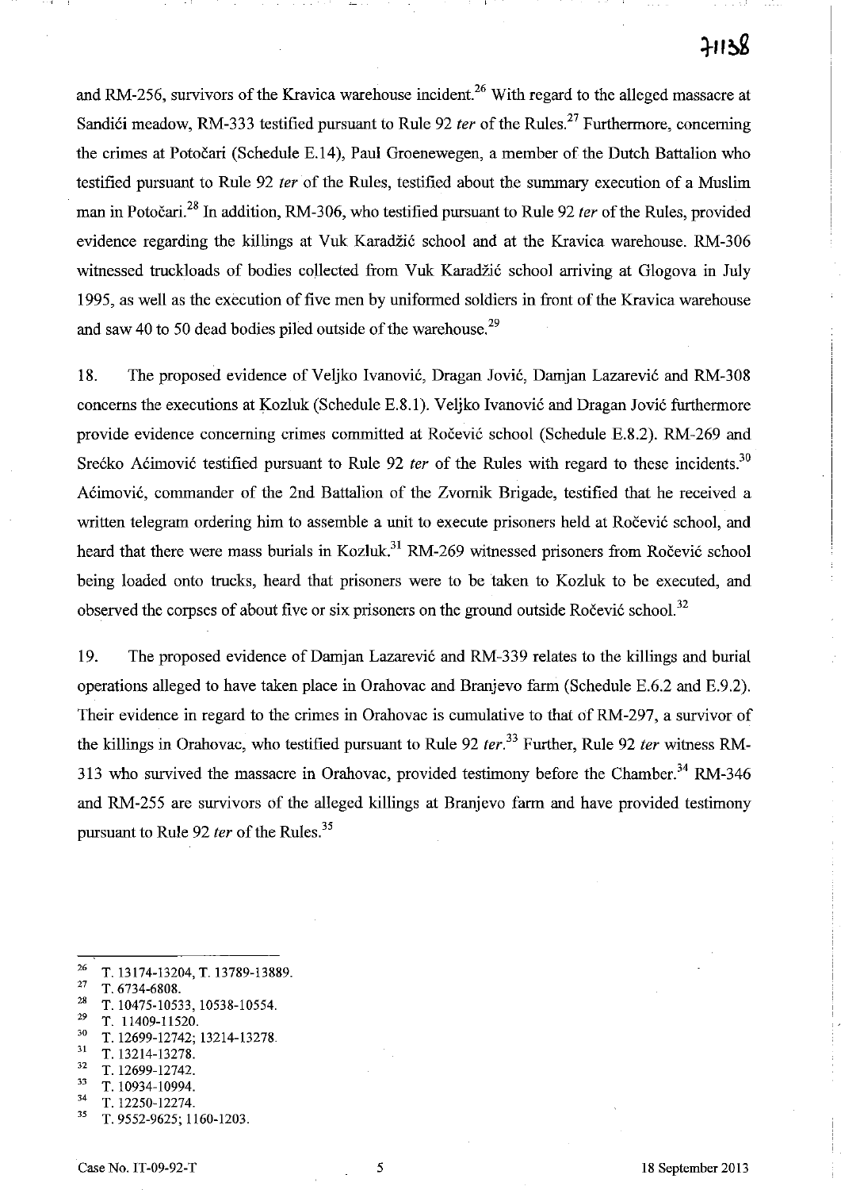and RM-256, survivors of the Kravica warehouse incident.[26] With regard to the alleged massacre at Sandići meadow, RM-333 testified pursuant to Rule 92 *ter* of the Rules.[27] Furthermore, concerning the crimes at Potočari (Schedule E.14), Paul Groenewegen, a member of the Dutch Battalion who testified pursuant to Rule 92 *ter* of the Rules, testified about the summary execution of a Muslim man in Potočari.[28] In addition, RM-306, who testified pursuant to Rule 92 *ter* of the Rules, provided evidence regarding the killings at Vuk Karadžić school and at the Kravica warehouse. RM-306 witnessed truckloads of bodies collected from Vuk Karadžić school arriving at Glogova in July 1995, as well as the execution of five men by uniformed soldiers in front of the Kravica warehouse and saw 40 to 50 dead bodies piled outside of the warehouse.[29]

18. The proposed evidence of Veljko Ivanović, Dragan Jović, Damjan Lazarević and RM-308 concerns the executions at Kozluk (Schedule E.8.1). Veljko Ivanović and Dragan Jović furthermore provide evidence concerning crimes committed at Ročević school (Schedule E.8.2). RM-269 and Srećko Aćimović testified pursuant to Rule 92 *ter* of the Rules with regard to these incidents.[30] Aćimović, commander of the 2nd Battalion of the Zvornik Brigade, testified that he received a written telegram ordering him to assemble a unit to execute prisoners held at Ročević school, and heard that there were mass burials in Kozluk.[31] RM-269 witnessed prisoners from Ročević school being loaded onto trucks, heard that prisoners were to be taken to Kozluk to be executed, and observed the corpses of about five or six prisoners on the ground outside Ročević school.[32]

19. The proposed evidence of Damjan Lazarević and RM-339 relates to the killings and burial operations alleged to have taken place in Orahovac and Branjevo farm (Schedule E.6.2 and E.9.2). Their evidence in regard to the crimes in Orahovac is cumulative to that of RM-297, a survivor of the killings in Orahovac, who testified pursuant to Rule 92 *ter*.[33] Further, Rule 92 *ter* witness RM-313 who survived the massacre in Orahovac, provided testimony before the Chamber.[34] RM-346 and RM-255 are survivors of the alleged killings at Branjevo farm and have provided testimony pursuant to Rule 92 *ter* of the Rules.[35]

---

[26] T. 13174-13204, T. 13789-13889.
[27] T. 6734-6808.
[28] T. 10475-10533, 10538-10554.
[29] T. 11409-11520.
[30] T. 12699-12742; 13214-13278.
[31] T. 13214-13278.
[32] T. 12699-12742.
[33] T. 10934-10994.
[34] T. 12250-12274.
[35] T. 9552-9625; 1160-1203.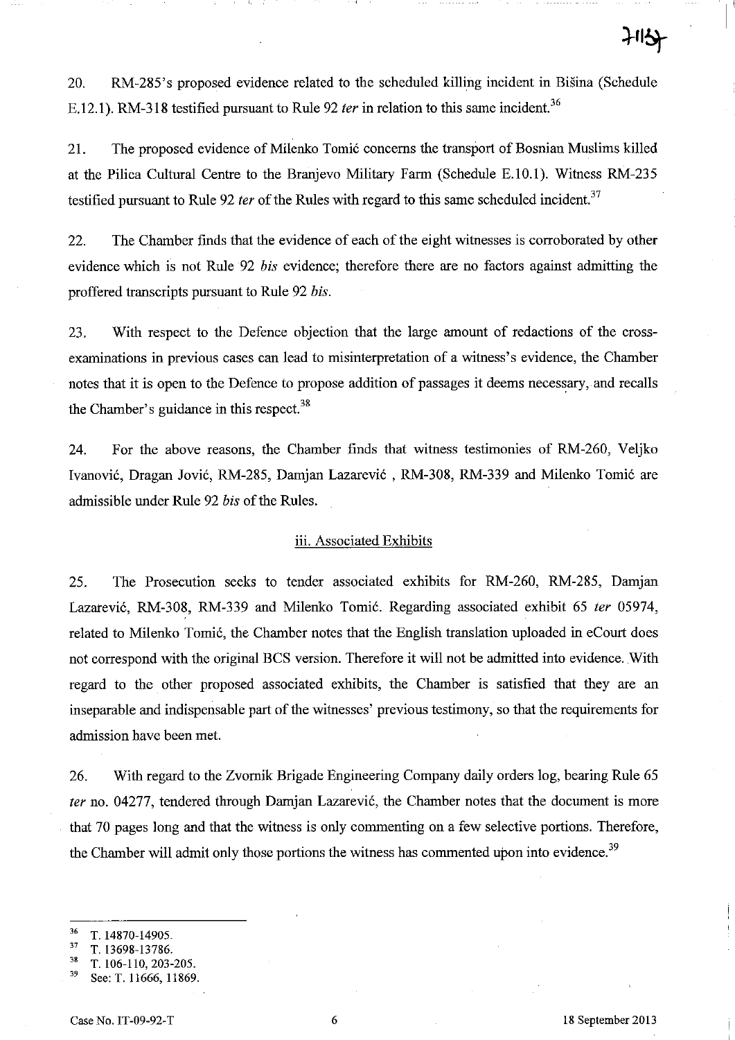20. RM-285's proposed evidence related to the scheduled killing incident in Bišina (Schedule E.12.1). RM-318 testified pursuant to Rule 92 *ter* in relation to this same incident.[36]

21. The proposed evidence of Milenko Tomić concerns the transport of Bosnian Muslims killed at the Pilica Cultural Centre to the Branjevo Military Farm (Schedule E.10.1). Witness RM-235 testified pursuant to Rule 92 *ter* of the Rules with regard to this same scheduled incident.[37]

22. The Chamber finds that the evidence of each of the eight witnesses is corroborated by other evidence which is not Rule 92 *bis* evidence; therefore there are no factors against admitting the proffered transcripts pursuant to Rule 92 *bis*.

23. With respect to the Defence objection that the large amount of redactions of the cross-examinations in previous cases can lead to misinterpretation of a witness's evidence, the Chamber notes that it is open to the Defence to propose addition of passages it deems necessary, and recalls the Chamber's guidance in this respect.[38]

24. For the above reasons, the Chamber finds that witness testimonies of RM-260, Veljko Ivanović, Dragan Jović, RM-285, Damjan Lazarević , RM-308, RM-339 and Milenko Tomić are admissible under Rule 92 *bis* of the Rules.

### iii. Associated Exhibits

25. The Prosecution seeks to tender associated exhibits for RM-260, RM-285, Damjan Lazarević, RM-308, RM-339 and Milenko Tomić. Regarding associated exhibit 65 *ter* 05974, related to Milenko Tomić, the Chamber notes that the English translation uploaded in eCourt does not correspond with the original BCS version. Therefore it will not be admitted into evidence. With regard to the other proposed associated exhibits, the Chamber is satisfied that they are an inseparable and indispensable part of the witnesses' previous testimony, so that the requirements for admission have been met.

26. With regard to the Zvornik Brigade Engineering Company daily orders log, bearing Rule 65 *ter* no. 04277, tendered through Damjan Lazarević, the Chamber notes that the document is more that 70 pages long and that the witness is only commenting on a few selective portions. Therefore, the Chamber will admit only those portions the witness has commented upon into evidence.[39]

---

[36] T. 14870-14905.

[37] T. 13698-13786.

[38] T. 106-110, 203-205.

[39] See: T. 11666, 11869.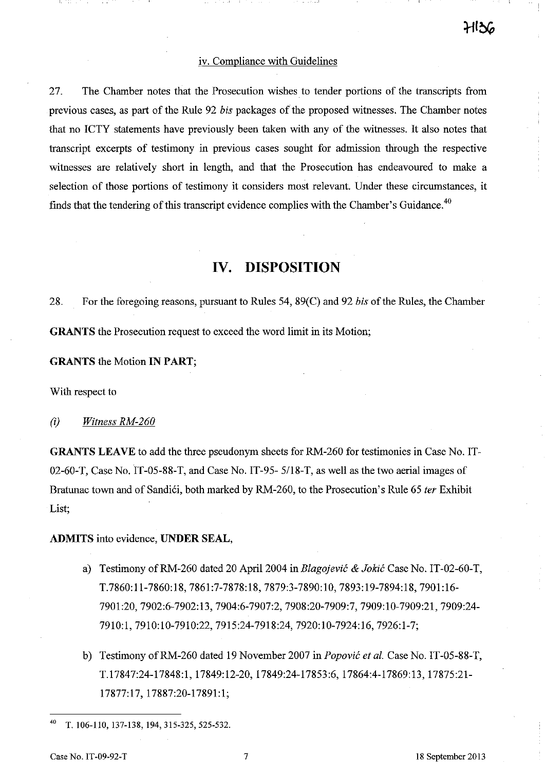### iv. Compliance with Guidelines

27. The Chamber notes that the Prosecution wishes to tender portions of the transcripts from previous cases, as part of the Rule 92 *bis* packages of the proposed witnesses. The Chamber notes that no ICTY statements have previously been taken with any of the witnesses. It also notes that transcript excerpts of testimony in previous cases sought for admission through the respective witnesses are relatively short in length, and that the Prosecution has endeavoured to make a selection of those portions of testimony it considers most relevant. Under these circumstances, it finds that the tendering of this transcript evidence complies with the Chamber's Guidance.[40]

## IV. DISPOSITION

28. For the foregoing reasons, pursuant to Rules 54, 89(C) and 92 *bis* of the Rules, the Chamber

**GRANTS** the Prosecution request to exceed the word limit in its Motion;

**GRANTS** the Motion **IN PART**;

With respect to

*(i) Witness RM-260*

**GRANTS LEAVE** to add the three pseudonym sheets for RM-260 for testimonies in Case No. IT-02-60-T, Case No. IT-05-88-T, and Case No. IT-95- 5/18-T, as well as the two aerial images of Bratunac town and of Sandići, both marked by RM-260, to the Prosecution's Rule 65 *ter* Exhibit List;

**ADMITS** into evidence, **UNDER SEAL**,

a) Testimony of RM-260 dated 20 April 2004 in *Blagojević & Jokić* Case No. IT-02-60-T, T.7860:11-7860:18, 7861:7-7878:18, 7879:3-7890:10, 7893:19-7894:18, 7901:16-7901:20, 7902:6-7902:13, 7904:6-7907:2, 7908:20-7909:7, 7909:10-7909:21, 7909:24-7910:1, 7910:10-7910:22, 7915:24-7918:24, 7920:10-7924:16, 7926:1-7;

b) Testimony of RM-260 dated 19 November 2007 in *Popović et al.* Case No. IT-05-88-T, T.17847:24-17848:1, 17849:12-20, 17849:24-17853:6, 17864:4-17869:13, 17875:21-17877:17, 17887:20-17891:1;

---

[40] T. 106-110, 137-138, 194, 315-325, 525-532.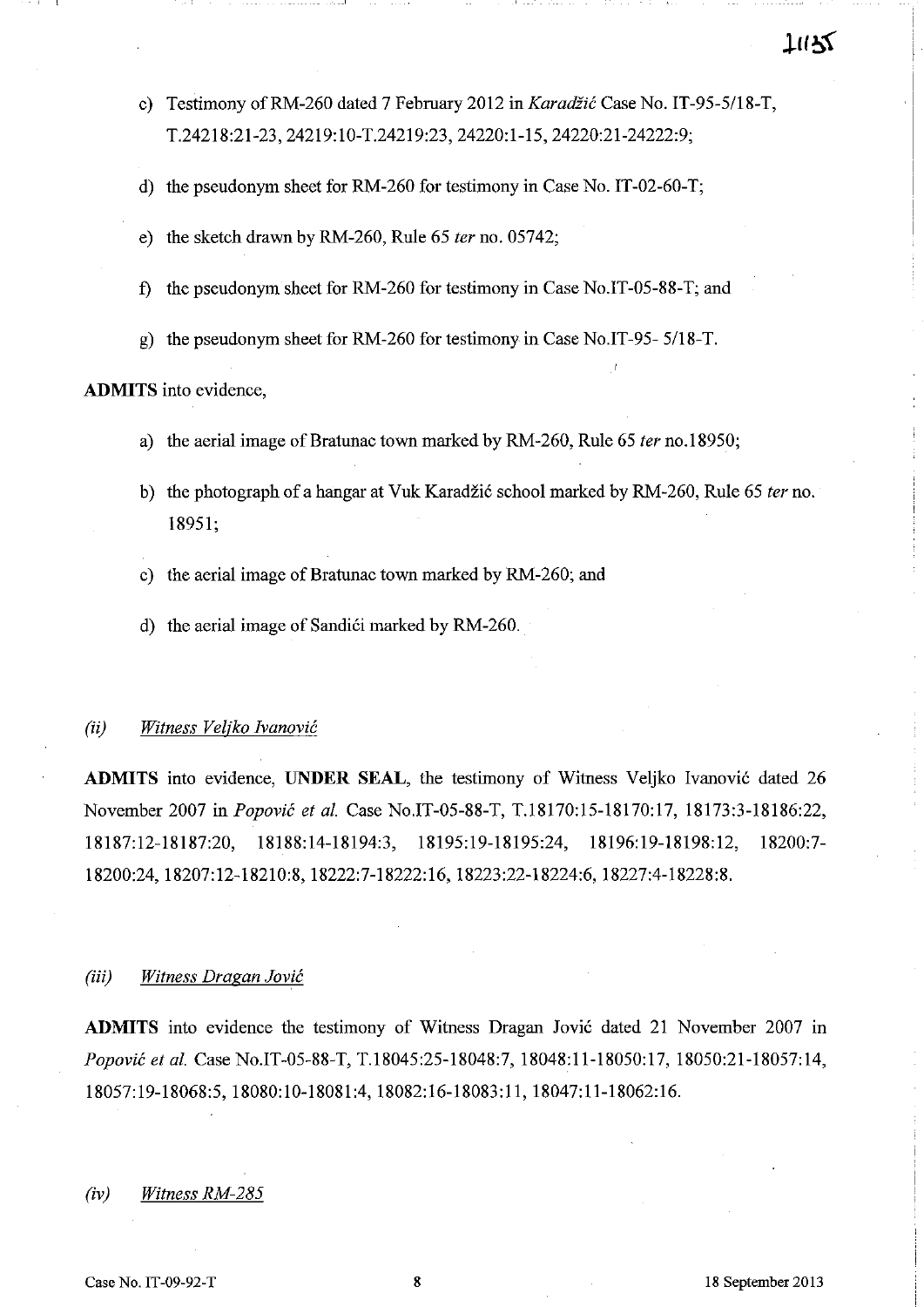c) Testimony of RM-260 dated 7 February 2012 in *Karadžić* Case No. IT-95-5/18-T, T.24218:21-23, 24219:10-T.24219:23, 24220:1-15, 24220:21-24222:9;

d) the pseudonym sheet for RM-260 for testimony in Case No. IT-02-60-T;

e) the sketch drawn by RM-260, Rule 65 *ter* no. 05742;

f) the pseudonym sheet for RM-260 for testimony in Case No.IT-05-88-T; and

g) the pseudonym sheet for RM-260 for testimony in Case No.IT-95- 5/18-T.

**ADMITS** into evidence,

a) the aerial image of Bratunac town marked by RM-260, Rule 65 *ter* no.18950;

b) the photograph of a hangar at Vuk Karadžić school marked by RM-260, Rule 65 *ter* no. 18951;

c) the aerial image of Bratunac town marked by RM-260; and

d) the aerial image of Sandići marked by RM-260.

*(ii)* *Witness Veljko Ivanović*

**ADMITS** into evidence, **UNDER SEAL**, the testimony of Witness Veljko Ivanović dated 26 November 2007 in *Popović et al.* Case No.IT-05-88-T, T.18170:15-18170:17, 18173:3-18186:22, 18187:12-18187:20, 18188:14-18194:3, 18195:19-18195:24, 18196:19-18198:12, 18200:7-18200:24, 18207:12-18210:8, 18222:7-18222:16, 18223:22-18224:6, 18227:4-18228:8.

*(iii)* *Witness Dragan Jović*

**ADMITS** into evidence the testimony of Witness Dragan Jović dated 21 November 2007 in *Popović et al.* Case No.IT-05-88-T, T.18045:25-18048:7, 18048:11-18050:17, 18050:21-18057:14, 18057:19-18068:5, 18080:10-18081:4, 18082:16-18083:11, 18047:11-18062:16.

*(iv)* *Witness RM-285*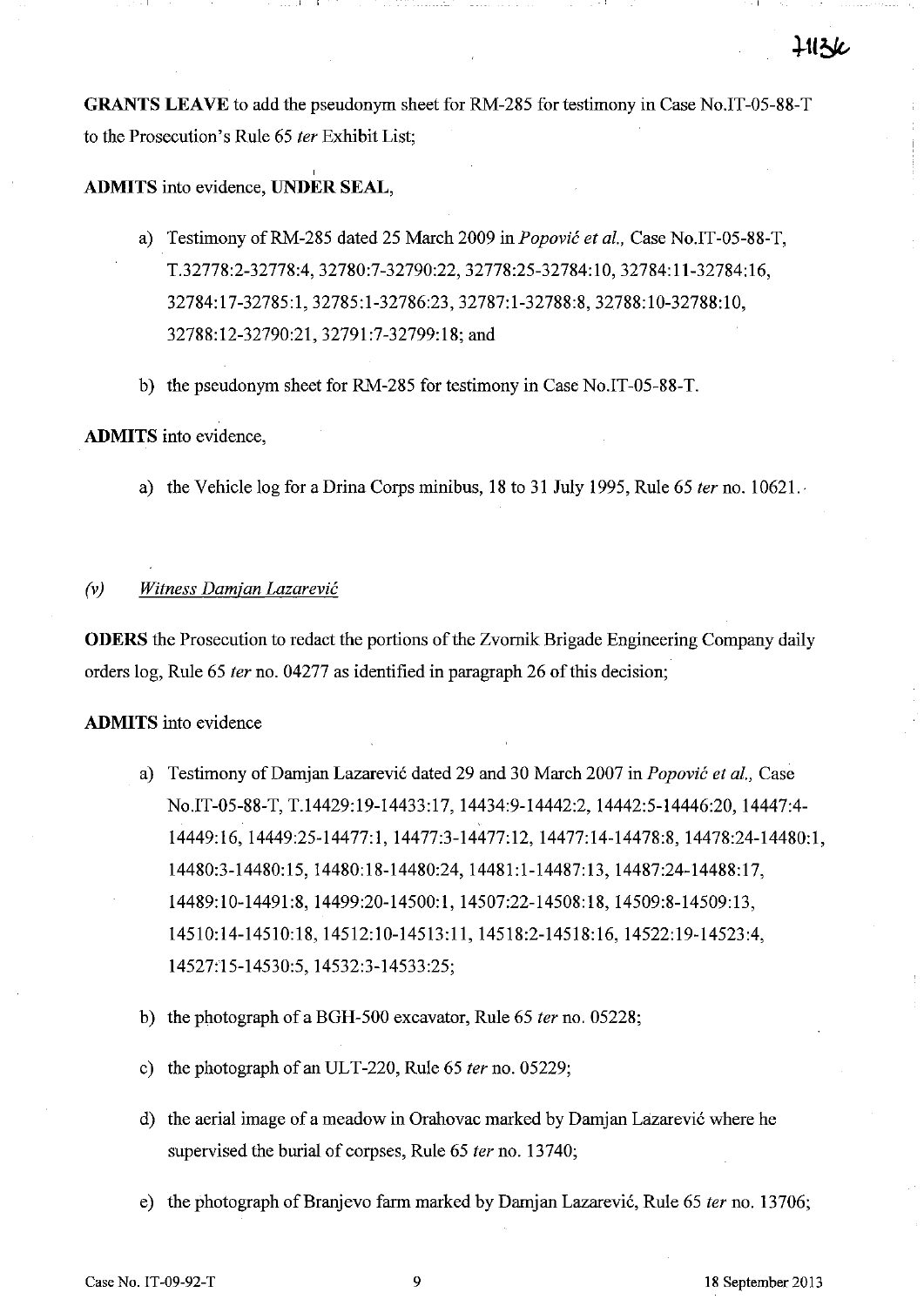**GRANTS LEAVE** to add the pseudonym sheet for RM-285 for testimony in Case No.IT-05-88-T to the Prosecution's Rule 65 *ter* Exhibit List;

**ADMITS** into evidence, **UNDER SEAL**,

a) Testimony of RM-285 dated 25 March 2009 in *Popović et al.,* Case No.IT-05-88-T, T.32778:2-32778:4, 32780:7-32790:22, 32778:25-32784:10, 32784:11-32784:16, 32784:17-32785:1, 32785:1-32786:23, 32787:1-32788:8, 32788:10-32788:10, 32788:12-32790:21, 32791:7-32799:18; and

b) the pseudonym sheet for RM-285 for testimony in Case No.IT-05-88-T.

**ADMITS** into evidence,

a) the Vehicle log for a Drina Corps minibus, 18 to 31 July 1995, Rule 65 *ter* no. 10621.

*(v) Witness Damjan Lazarević*

**ODERS** the Prosecution to redact the portions of the Zvornik Brigade Engineering Company daily orders log, Rule 65 *ter* no. 04277 as identified in paragraph 26 of this decision;

**ADMITS** into evidence

a) Testimony of Damjan Lazarević dated 29 and 30 March 2007 in *Popović et al.,* Case No.IT-05-88-T, T.14429:19-14433:17, 14434:9-14442:2, 14442:5-14446:20, 14447:4-14449:16, 14449:25-14477:1, 14477:3-14477:12, 14477:14-14478:8, 14478:24-14480:1, 14480:3-14480:15, 14480:18-14480:24, 14481:1-14487:13, 14487:24-14488:17, 14489:10-14491:8, 14499:20-14500:1, 14507:22-14508:18, 14509:8-14509:13, 14510:14-14510:18, 14512:10-14513:11, 14518:2-14518:16, 14522:19-14523:4, 14527:15-14530:5, 14532:3-14533:25;

b) the photograph of a BGH-500 excavator, Rule 65 *ter* no. 05228;

c) the photograph of an ULT-220, Rule 65 *ter* no. 05229;

d) the aerial image of a meadow in Orahovac marked by Damjan Lazarević where he supervised the burial of corpses, Rule 65 *ter* no. 13740;

e) the photograph of Branjevo farm marked by Damjan Lazarević, Rule 65 *ter* no. 13706;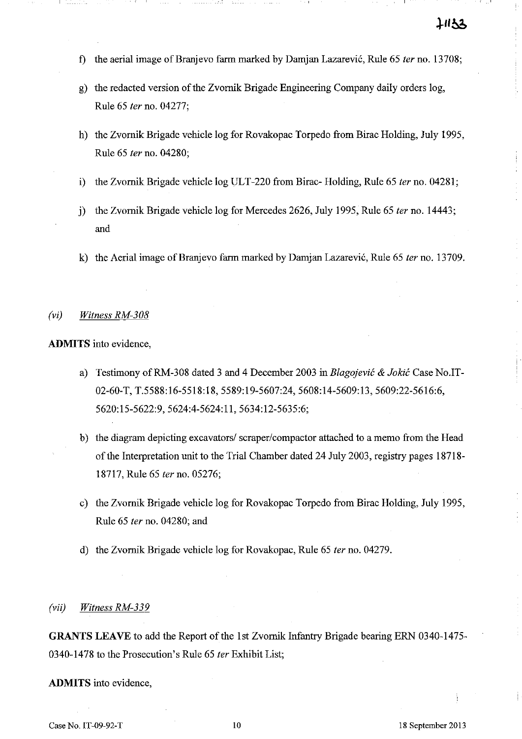f) the aerial image of Branjevo farm marked by Damjan Lazarević, Rule 65 *ter* no. 13708;

g) the redacted version of the Zvornik Brigade Engineering Company daily orders log, Rule 65 *ter* no. 04277;

h) the Zvornik Brigade vehicle log for Rovakopac Torpedo from Birac Holding, July 1995, Rule 65 *ter* no. 04280;

i) the Zvornik Brigade vehicle log ULT-220 from Birac- Holding, Rule 65 *ter* no. 04281;

j) the Zvornik Brigade vehicle log for Mercedes 2626, July 1995, Rule 65 *ter* no. 14443; and

k) the Aerial image of Branjevo farm marked by Damjan Lazarević, Rule 65 *ter* no. 13709.

*(vi) Witness RM-308*

**ADMITS** into evidence,

a) Testimony of RM-308 dated 3 and 4 December 2003 in *Blagojević & Jokić* Case No.IT-02-60-T, T.5588:16-5518:18, 5589:19-5607:24, 5608:14-5609:13, 5609:22-5616:6, 5620:15-5622:9, 5624:4-5624:11, 5634:12-5635:6;

b) the diagram depicting excavators/ scraper/compactor attached to a memo from the Head of the Interpretation unit to the Trial Chamber dated 24 July 2003, registry pages 18718-18717, Rule 65 *ter* no. 05276;

c) the Zvornik Brigade vehicle log for Rovakopac Torpedo from Birac Holding, July 1995, Rule 65 *ter* no. 04280; and

d) the Zvornik Brigade vehicle log for Rovakopac, Rule 65 *ter* no. 04279.

*(vii) Witness RM-339*

**GRANTS LEAVE** to add the Report of the 1st Zvornik Infantry Brigade bearing ERN 0340-1475-0340-1478 to the Prosecution's Rule 65 *ter* Exhibit List;

**ADMITS** into evidence,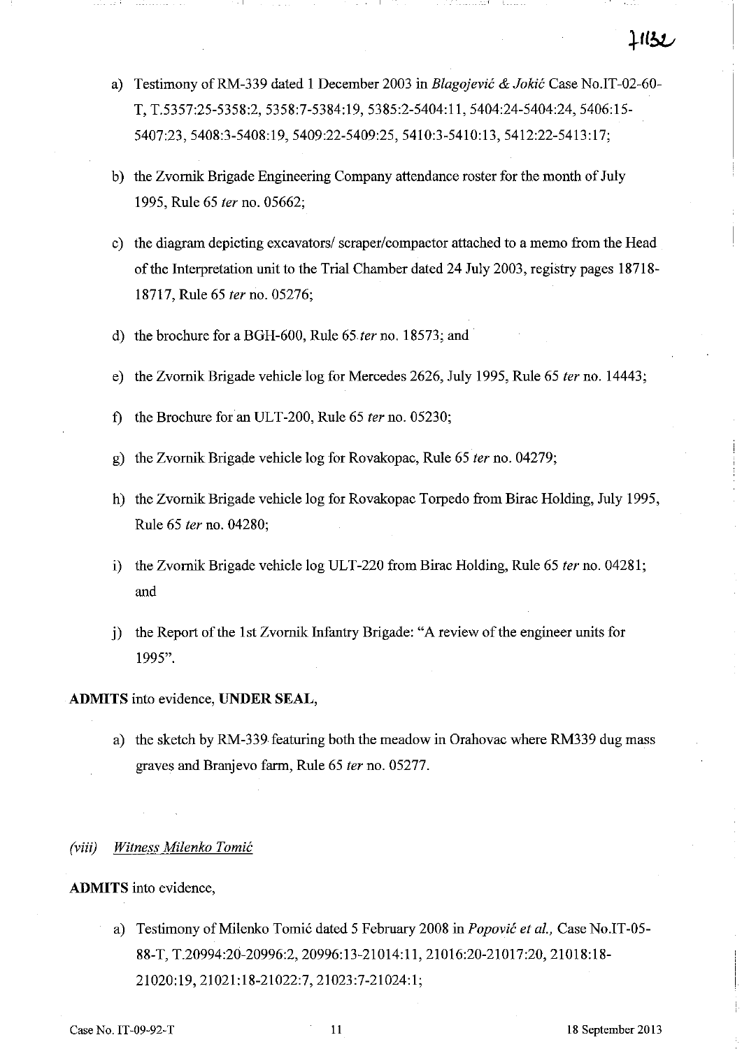a) Testimony of RM-339 dated 1 December 2003 in *Blagojević & Jokić* Case No.IT-02-60-T, T.5357:25-5358:2, 5358:7-5384:19, 5385:2-5404:11, 5404:24-5404:24, 5406:15-5407:23, 5408:3-5408:19, 5409:22-5409:25, 5410:3-5410:13, 5412:22-5413:17;

b) the Zvornik Brigade Engineering Company attendance roster for the month of July 1995, Rule 65 *ter* no. 05662;

c) the diagram depicting excavators/ scraper/compactor attached to a memo from the Head of the Interpretation unit to the Trial Chamber dated 24 July 2003, registry pages 18718-18717, Rule 65 *ter* no. 05276;

d) the brochure for a BGH-600, Rule 65 *ter* no. 18573; and

e) the Zvornik Brigade vehicle log for Mercedes 2626, July 1995, Rule 65 *ter* no. 14443;

f) the Brochure for an ULT-200, Rule 65 *ter* no. 05230;

g) the Zvornik Brigade vehicle log for Rovakopac, Rule 65 *ter* no. 04279;

h) the Zvornik Brigade vehicle log for Rovakopac Torpedo from Birac Holding, July 1995, Rule 65 *ter* no. 04280;

i) the Zvornik Brigade vehicle log ULT-220 from Birac Holding, Rule 65 *ter* no. 04281; and

j) the Report of the 1st Zvornik Infantry Brigade: "A review of the engineer units for 1995".

**ADMITS** into evidence, **UNDER SEAL**,

a) the sketch by RM-339 featuring both the meadow in Orahovac where RM339 dug mass graves and Branjevo farm, Rule 65 *ter* no. 05277.

*(viii) Witness Milenko Tomić*

**ADMITS** into evidence,

a) Testimony of Milenko Tomić dated 5 February 2008 in *Popović et al.,* Case No.IT-05-88-T, T.20994:20-20996:2, 20996:13-21014:11, 21016:20-21017:20, 21018:18-21020:19, 21021:18-21022:7, 21023:7-21024:1;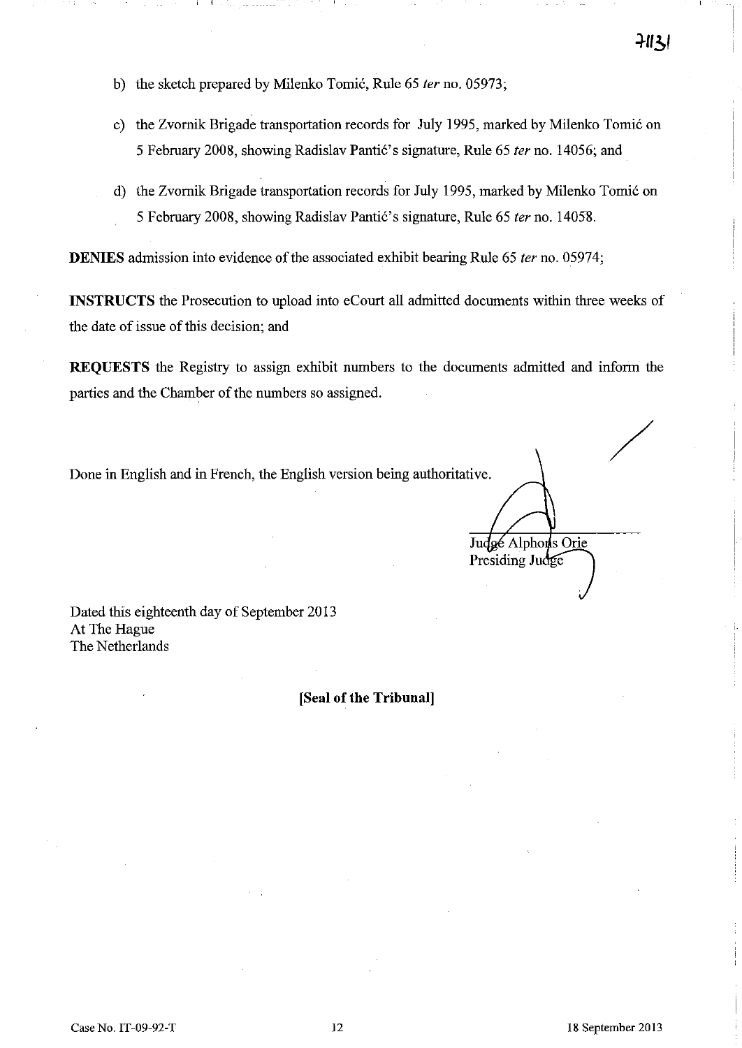b) the sketch prepared by Milenko Tomić, Rule 65 *ter* no. 05973;

c) the Zvornik Brigade transportation records for July 1995, marked by Milenko Tomić on 5 February 2008, showing Radislav Pantić's signature, Rule 65 *ter* no. 14056; and

d) the Zvornik Brigade transportation records for July 1995, marked by Milenko Tomić on 5 February 2008, showing Radislav Pantić's signature, Rule 65 *ter* no. 14058.

**DENIES** admission into evidence of the associated exhibit bearing Rule 65 *ter* no. 05974;

**INSTRUCTS** the Prosecution to upload into eCourt all admitted documents within three weeks of the date of issue of this decision; and

**REQUESTS** the Registry to assign exhibit numbers to the documents admitted and inform the parties and the Chamber of the numbers so assigned.

Done in English and in French, the English version being authoritative.

Judge Alphons Orie
Presiding Judge

Dated this eighteenth day of September 2013
At The Hague
The Netherlands

**[Seal of the Tribunal]**